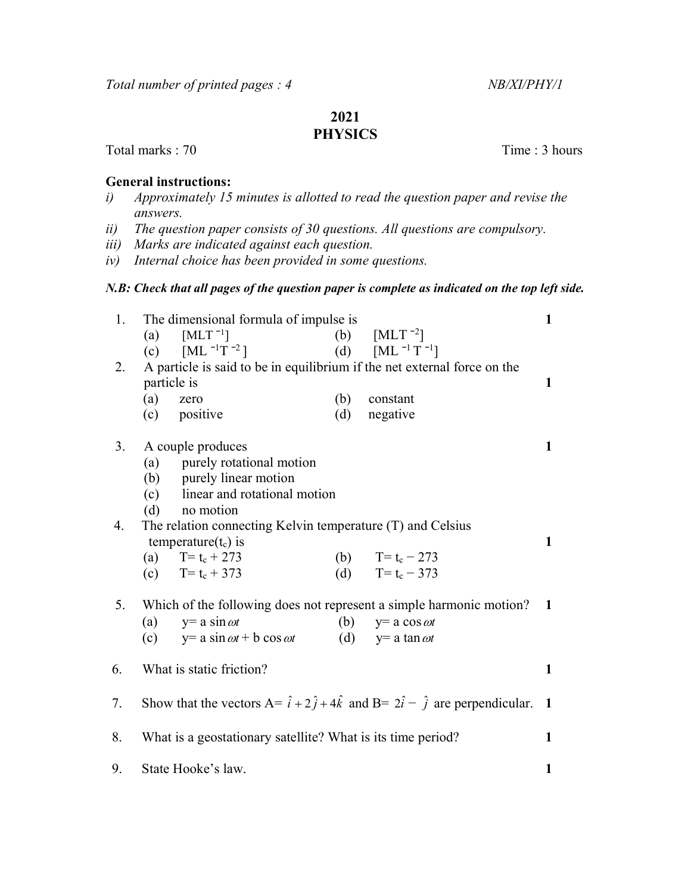Total number of printed pages : 4 NB/XI/PHY/1

# 2021
# PHYSICS

Total marks : 70 Time : 3 hours

**General instructions:**

*i) Approximately 15 minutes is allotted to read the question paper and revise the answers.*
*ii) The question paper consists of 30 questions. All questions are compulsory.*
*iii) Marks are indicated against each question.*
*iv) Internal choice has been provided in some questions.*

***N.B: Check that all pages of the question paper is complete as indicated on the top left side.***

1. The dimensional formula of impulse is **1**
   (a) $[MLT^{-1}]$ (b) $[MLT^{-2}]$
   (c) $[ML^{-1}T^{-2}]$ (d) $[ML^{-1}T^{-1}]$

2. A particle is said to be in equilibrium if the net external force on the particle is **1**
   (a) zero (b) constant
   (c) positive (d) negative

3. A couple produces **1**
   (a) purely rotational motion
   (b) purely linear motion
   (c) linear and rotational motion
   (d) no motion

4. The relation connecting Kelvin temperature (T) and Celsius temperature($t_c$) is **1**
   (a) $T= t_c + 273$ (b) $T= t_c - 273$
   (c) $T= t_c + 373$ (d) $T= t_c - 373$

5. Which of the following does not represent a simple harmonic motion? **1**
   (a) $y= a \sin \omega t$ (b) $y= a \cos \omega t$
   (c) $y= a \sin \omega t + b \cos \omega t$ (d) $y= a \tan \omega t$

6. What is static friction? **1**

7. Show that the vectors A= $\hat{i} + 2\hat{j} + 4\hat{k}$ and B= $2\hat{i} - \hat{j}$ are perpendicular. **1**

8. What is a geostationary satellite? What is its time period? **1**

9. State Hooke's law. **1**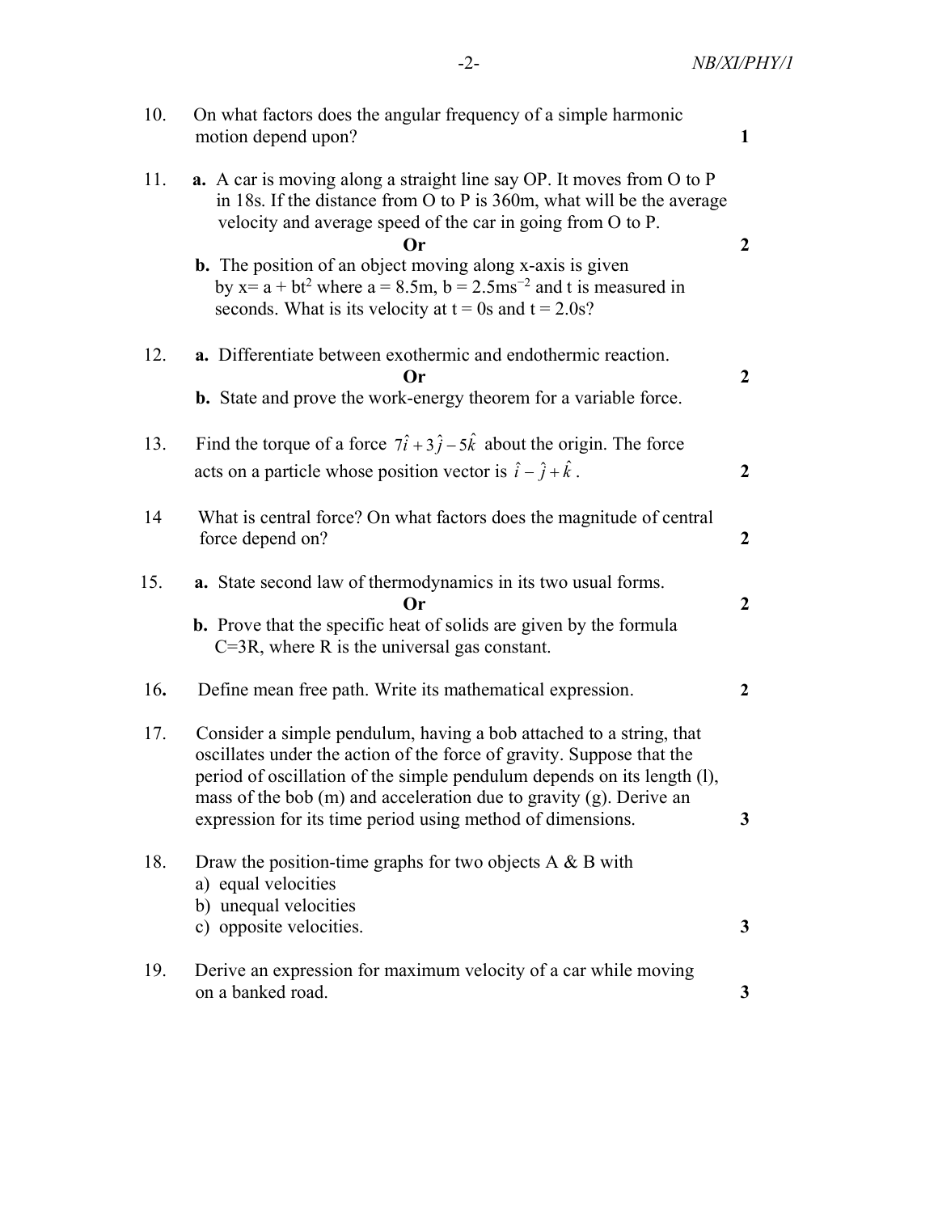10. On what factors does the angular frequency of a simple harmonic motion depend upon? **1**

11. **a.** A car is moving along a straight line say OP. It moves from O to P in 18s. If the distance from O to P is 360m, what will be the average velocity and average speed of the car in going from O to P.

    **Or** **2**

    **b.** The position of an object moving along x-axis is given by $x = a + bt^2$ where $a = 8.5m$, $b = 2.5ms^{-2}$ and t is measured in seconds. What is its velocity at t = 0s and t = 2.0s?

12. **a.** Differentiate between exothermic and endothermic reaction.

    **Or** **2**

    **b.** State and prove the work-energy theorem for a variable force.

13. Find the torque of a force $7\hat{i} + 3\hat{j} - 5\hat{k}$ about the origin. The force acts on a particle whose position vector is $\hat{i} - \hat{j} + \hat{k}$. **2**

14. What is central force? On what factors does the magnitude of central force depend on? **2**

15. **a.** State second law of thermodynamics in its two usual forms.

    **Or** **2**

    **b.** Prove that the specific heat of solids are given by the formula C=3R, where R is the universal gas constant.

16. Define mean free path. Write its mathematical expression. **2**

17. Consider a simple pendulum, having a bob attached to a string, that oscillates under the action of the force of gravity. Suppose that the period of oscillation of the simple pendulum depends on its length (l), mass of the bob (m) and acceleration due to gravity (g). Derive an expression for its time period using method of dimensions. **3**

18. Draw the position-time graphs for two objects A & B with
    a) equal velocities
    b) unequal velocities
    c) opposite velocities. **3**

19. Derive an expression for maximum velocity of a car while moving on a banked road. **3**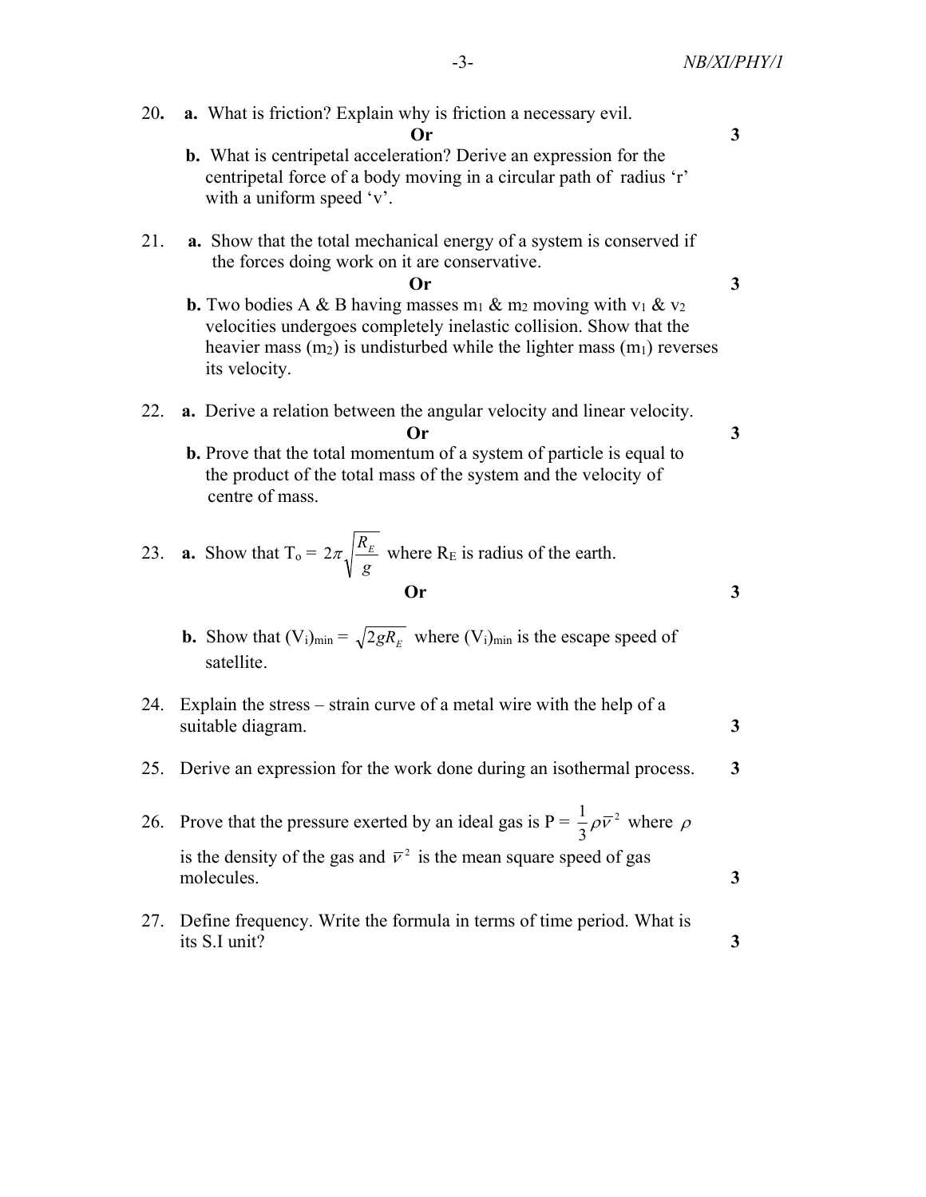20. **a.** What is friction? Explain why is friction a necessary evil.

**Or** **3**

**b.** What is centripetal acceleration? Derive an expression for the centripetal force of a body moving in a circular path of radius ‘r’ with a uniform speed ‘v’.

21. **a.** Show that the total mechanical energy of a system is conserved if the forces doing work on it are conservative.

**Or** **3**

**b.** Two bodies A & B having masses $m_1$ & $m_2$ moving with $v_1$ & $v_2$ velocities undergoes completely inelastic collision. Show that the heavier mass ($m_2$) is undisturbed while the lighter mass ($m_1$) reverses its velocity.

22. **a.** Derive a relation between the angular velocity and linear velocity.

**Or** **3**

**b.** Prove that the total momentum of a system of particle is equal to the product of the total mass of the system and the velocity of centre of mass.

23. **a.** Show that $T_o = 2\pi\sqrt{\frac{R_E}{g}}$ where $R_E$ is radius of the earth.

**Or** **3**

**b.** Show that $(V_i)_{min} = \sqrt{2gR_E}$ where $(V_i)_{min}$ is the escape speed of satellite.

24. Explain the stress – strain curve of a metal wire with the help of a suitable diagram. **3**

25. Derive an expression for the work done during an isothermal process. **3**

26. Prove that the pressure exerted by an ideal gas is $P = \frac{1}{3}\rho\overline{v}^2$ where $\rho$ is the density of the gas and $\overline{v}^2$ is the mean square speed of gas molecules. **3**

27. Define frequency. Write the formula in terms of time period. What is its S.I unit? **3**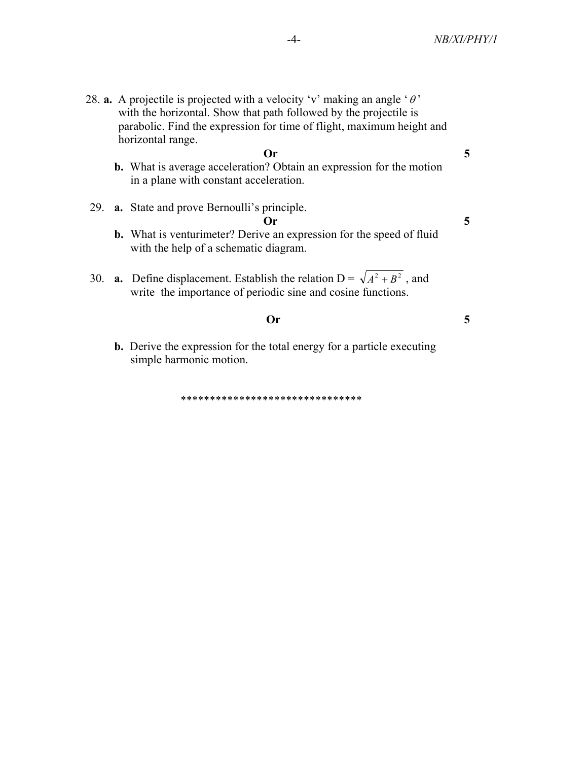28. **a.** A projectile is projected with a velocity 'v' making an angle '$\theta$' with the horizontal. Show that path followed by the projectile is parabolic. Find the expression for time of flight, maximum height and horizontal range.

**Or** 5

**b.** What is average acceleration? Obtain an expression for the motion in a plane with constant acceleration.

29. **a.** State and prove Bernoulli's principle.

**Or** 5

**b.** What is venturimeter? Derive an expression for the speed of fluid with the help of a schematic diagram.

30. **a.** Define displacement. Establish the relation D = $\sqrt{A^2 + B^2}$ , and write the importance of periodic sine and cosine functions.

**Or** 5

**b.** Derive the expression for the total energy for a particle executing simple harmonic motion.

*******************************